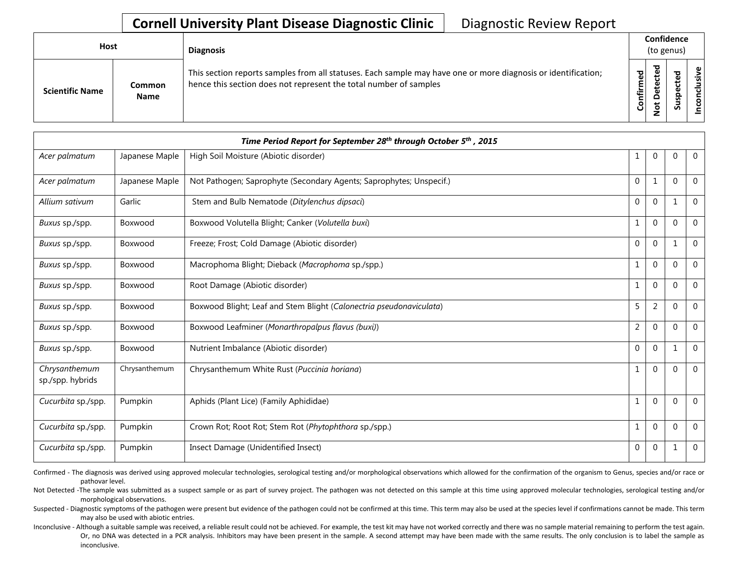**Cornell University Plant Disease Diagnostic Clinic** Diagnostic Review Report

| Host | | Diagnosis | Confidence (to genus) | | | |
|---|---|---|---|---|---|---|
| **Scientific Name** | **Common Name** | This section reports samples from all statuses. Each sample may have one or more diagnosis or identification; hence this section does not represent the total number of samples | **Confirmed** | **Not Detected** | **Suspected** | **Inconclusive** |
| ***Time Period Report for September 28th through October 5th, 2015*** | | | | | | |
| *Acer palmatum* | Japanese Maple | High Soil Moisture (Abiotic disorder) | 1 | 0 | 0 | 0 |
| *Acer palmatum* | Japanese Maple | Not Pathogen; Saprophyte (Secondary Agents; Saprophytes; Unspecif.) | 0 | 1 | 0 | 0 |
| *Allium sativum* | Garlic | Stem and Bulb Nematode (*Ditylenchus dipsaci*) | 0 | 0 | 1 | 0 |
| *Buxus* sp./spp. | Boxwood | Boxwood Volutella Blight; Canker (*Volutella buxi*) | 1 | 0 | 0 | 0 |
| *Buxus* sp./spp. | Boxwood | Freeze; Frost; Cold Damage (Abiotic disorder) | 0 | 0 | 1 | 0 |
| *Buxus* sp./spp. | Boxwood | Macrophoma Blight; Dieback (*Macrophoma* sp./spp.) | 1 | 0 | 0 | 0 |
| *Buxus* sp./spp. | Boxwood | Root Damage (Abiotic disorder) | 1 | 0 | 0 | 0 |
| *Buxus* sp./spp. | Boxwood | Boxwood Blight; Leaf and Stem Blight (*Calonectria pseudonaviculata*) | 5 | 2 | 0 | 0 |
| *Buxus* sp./spp. | Boxwood | Boxwood Leafminer (*Monarthropalpus flavus (buxi)*) | 2 | 0 | 0 | 0 |
| *Buxus* sp./spp. | Boxwood | Nutrient Imbalance (Abiotic disorder) | 0 | 0 | 1 | 0 |
| *Chrysanthemum* sp./spp. hybrids | Chrysanthemum | Chrysanthemum White Rust (*Puccinia horiana*) | 1 | 0 | 0 | 0 |
| *Cucurbita* sp./spp. | Pumpkin | Aphids (Plant Lice) (Family Aphididae) | 1 | 0 | 0 | 0 |
| *Cucurbita* sp./spp. | Pumpkin | Crown Rot; Root Rot; Stem Rot (*Phytophthora* sp./spp.) | 1 | 0 | 0 | 0 |
| *Cucurbita* sp./spp. | Pumpkin | Insect Damage (Unidentified Insect) | 0 | 0 | 1 | 0 |

Confirmed - The diagnosis was derived using approved molecular technologies, serological testing and/or morphological observations which allowed for the confirmation of the organism to Genus, species and/or race or pathovar level.

Not Detected -The sample was submitted as a suspect sample or as part of survey project. The pathogen was not detected on this sample at this time using approved molecular technologies, serological testing and/or morphological observations.

Suspected - Diagnostic symptoms of the pathogen were present but evidence of the pathogen could not be confirmed at this time. This term may also be used at the species level if confirmations cannot be made. This term may also be used with abiotic entries.

Inconclusive - Although a suitable sample was received, a reliable result could not be achieved. For example, the test kit may have not worked correctly and there was no sample material remaining to perform the test again. Or, no DNA was detected in a PCR analysis. Inhibitors may have been present in the sample. A second attempt may have been made with the same results. The only conclusion is to label the sample as inconclusive.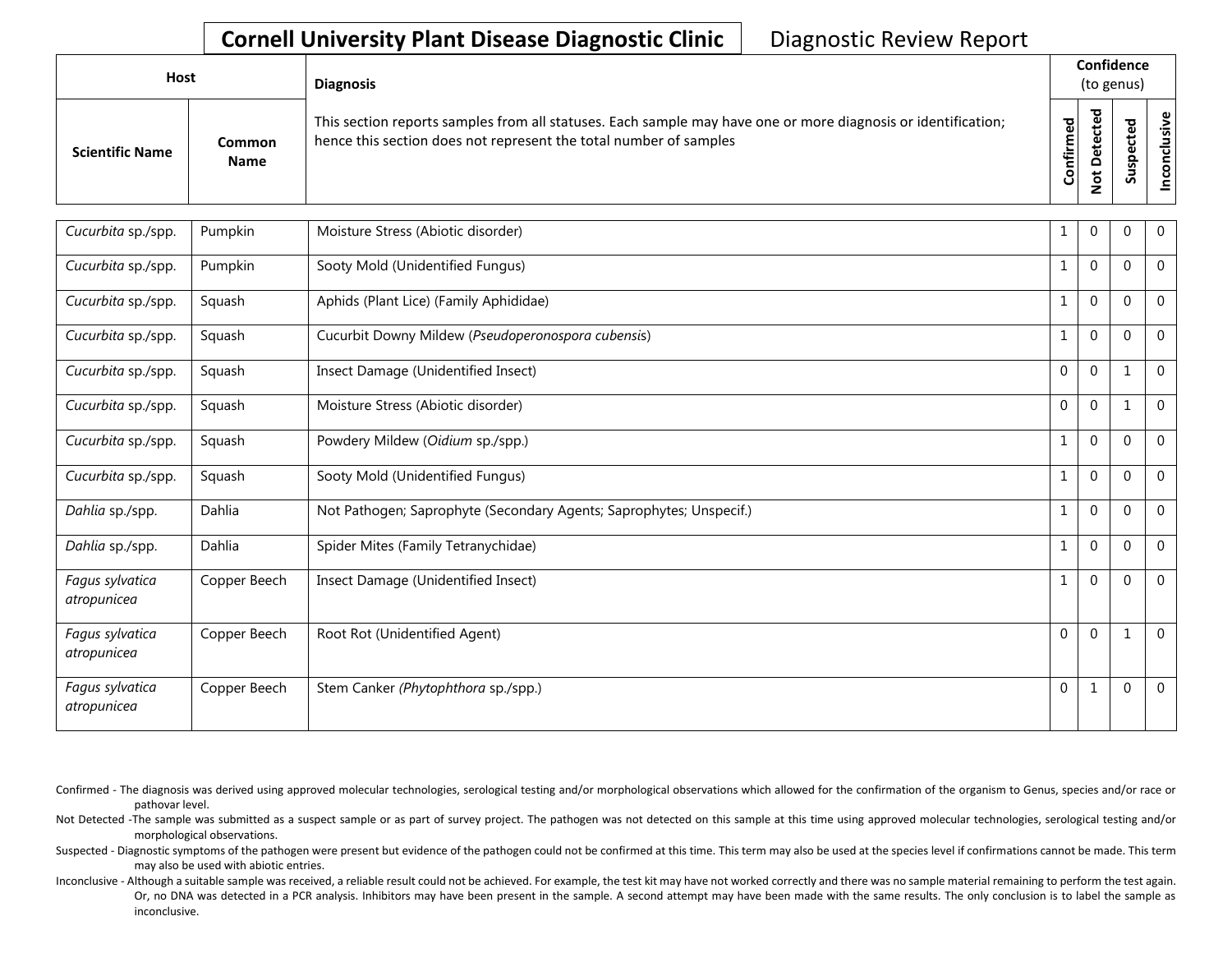# Cornell University Plant Disease Diagnostic Clinic

Diagnostic Review Report

| Host | | Diagnosis | Confidence (to genus) | | | |
|---|---|---|---|---|---|---|
| Scientific Name | Common Name | This section reports samples from all statuses. Each sample may have one or more diagnosis or identification; hence this section does not represent the total number of samples | Confirmed | Not Detected | Suspected | Inconclusive |
| *Cucurbita* sp./spp. | Pumpkin | Moisture Stress (Abiotic disorder) | 1 | 0 | 0 | 0 |
| *Cucurbita* sp./spp. | Pumpkin | Sooty Mold (Unidentified Fungus) | 1 | 0 | 0 | 0 |
| *Cucurbita* sp./spp. | Squash | Aphids (Plant Lice) (Family Aphididae) | 1 | 0 | 0 | 0 |
| *Cucurbita* sp./spp. | Squash | Cucurbit Downy Mildew (*Pseudoperonospora cubensis*) | 1 | 0 | 0 | 0 |
| *Cucurbita* sp./spp. | Squash | Insect Damage (Unidentified Insect) | 0 | 0 | 1 | 0 |
| *Cucurbita* sp./spp. | Squash | Moisture Stress (Abiotic disorder) | 0 | 0 | 1 | 0 |
| *Cucurbita* sp./spp. | Squash | Powdery Mildew (*Oidium* sp./spp.) | 1 | 0 | 0 | 0 |
| *Cucurbita* sp./spp. | Squash | Sooty Mold (Unidentified Fungus) | 1 | 0 | 0 | 0 |
| *Dahlia* sp./spp. | Dahlia | Not Pathogen; Saprophyte (Secondary Agents; Saprophytes; Unspecif.) | 1 | 0 | 0 | 0 |
| *Dahlia* sp./spp. | Dahlia | Spider Mites (Family Tetranychidae) | 1 | 0 | 0 | 0 |
| *Fagus sylvatica atropunicea* | Copper Beech | Insect Damage (Unidentified Insect) | 1 | 0 | 0 | 0 |
| *Fagus sylvatica atropunicea* | Copper Beech | Root Rot (Unidentified Agent) | 0 | 0 | 1 | 0 |
| *Fagus sylvatica atropunicea* | Copper Beech | Stem Canker (*Phytophthora* sp./spp.) | 0 | 1 | 0 | 0 |

Confirmed - The diagnosis was derived using approved molecular technologies, serological testing and/or morphological observations which allowed for the confirmation of the organism to Genus, species and/or race or pathovar level.

Not Detected -The sample was submitted as a suspect sample or as part of survey project. The pathogen was not detected on this sample at this time using approved molecular technologies, serological testing and/or morphological observations.

Suspected - Diagnostic symptoms of the pathogen were present but evidence of the pathogen could not be confirmed at this time. This term may also be used at the species level if confirmations cannot be made. This term may also be used with abiotic entries.

Inconclusive - Although a suitable sample was received, a reliable result could not be achieved. For example, the test kit may have not worked correctly and there was no sample material remaining to perform the test again. Or, no DNA was detected in a PCR analysis. Inhibitors may have been present in the sample. A second attempt may have been made with the same results. The only conclusion is to label the sample as inconclusive.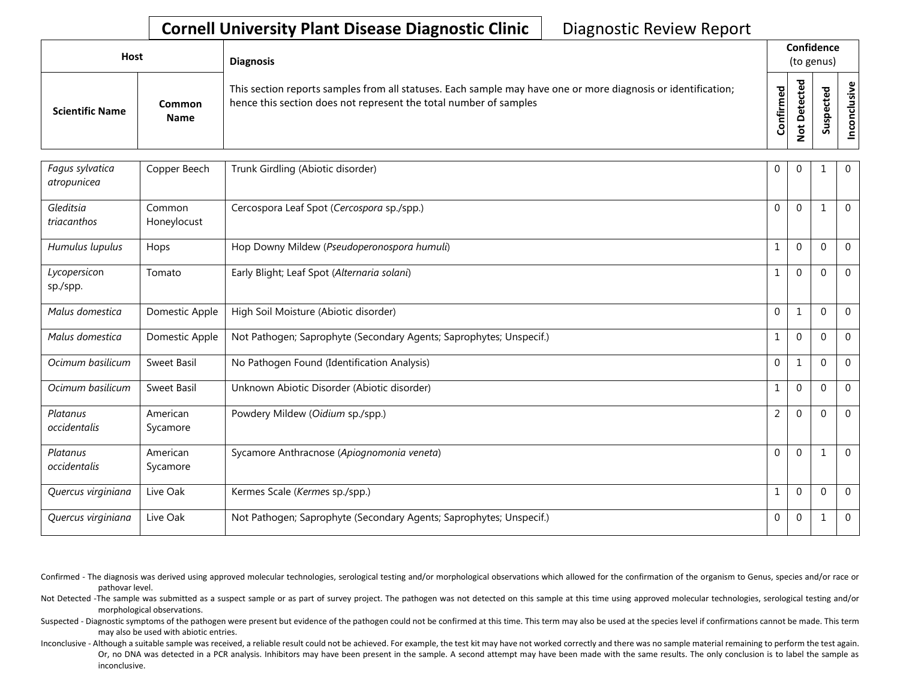# Cornell University Plant Disease Diagnostic Clinic

Diagnostic Review Report

| Host | | Diagnosis | Confidence (to genus) | | | |
|---|---|---|---|---|---|---|
| Scientific Name | Common Name | This section reports samples from all statuses. Each sample may have one or more diagnosis or identification; hence this section does not represent the total number of samples | Confirmed | Not Detected | Suspected | Inconclusive |
| *Fagus sylvatica atropunicea* | Copper Beech | Trunk Girdling (Abiotic disorder) | 0 | 0 | 1 | 0 |
| *Gleditsia triacanthos* | Common Honeylocust | Cercospora Leaf Spot (*Cercospora* sp./spp.) | 0 | 0 | 1 | 0 |
| *Humulus lupulus* | Hops | Hop Downy Mildew (*Pseudoperonospora humuli*) | 1 | 0 | 0 | 0 |
| *Lycopersicon* sp./spp. | Tomato | Early Blight; Leaf Spot (*Alternaria solani*) | 1 | 0 | 0 | 0 |
| *Malus domestica* | Domestic Apple | High Soil Moisture (Abiotic disorder) | 0 | 1 | 0 | 0 |
| *Malus domestica* | Domestic Apple | Not Pathogen; Saprophyte (Secondary Agents; Saprophytes; Unspecif.) | 1 | 0 | 0 | 0 |
| *Ocimum basilicum* | Sweet Basil | No Pathogen Found (Identification Analysis) | 0 | 1 | 0 | 0 |
| *Ocimum basilicum* | Sweet Basil | Unknown Abiotic Disorder (Abiotic disorder) | 1 | 0 | 0 | 0 |
| *Platanus occidentalis* | American Sycamore | Powdery Mildew (*Oidium* sp./spp.) | 2 | 0 | 0 | 0 |
| *Platanus occidentalis* | American Sycamore | Sycamore Anthracnose (*Apiognomonia veneta*) | 0 | 0 | 1 | 0 |
| *Quercus virginiana* | Live Oak | Kermes Scale (*Kermes* sp./spp.) | 1 | 0 | 0 | 0 |
| *Quercus virginiana* | Live Oak | Not Pathogen; Saprophyte (Secondary Agents; Saprophytes; Unspecif.) | 0 | 0 | 1 | 0 |

Confirmed - The diagnosis was derived using approved molecular technologies, serological testing and/or morphological observations which allowed for the confirmation of the organism to Genus, species and/or race or pathovar level.

Not Detected -The sample was submitted as a suspect sample or as part of survey project. The pathogen was not detected on this sample at this time using approved molecular technologies, serological testing and/or morphological observations.

Suspected - Diagnostic symptoms of the pathogen were present but evidence of the pathogen could not be confirmed at this time. This term may also be used at the species level if confirmations cannot be made. This term may also be used with abiotic entries.

Inconclusive - Although a suitable sample was received, a reliable result could not be achieved. For example, the test kit may have not worked correctly and there was no sample material remaining to perform the test again. Or, no DNA was detected in a PCR analysis. Inhibitors may have been present in the sample. A second attempt may have been made with the same results. The only conclusion is to label the sample as inconclusive.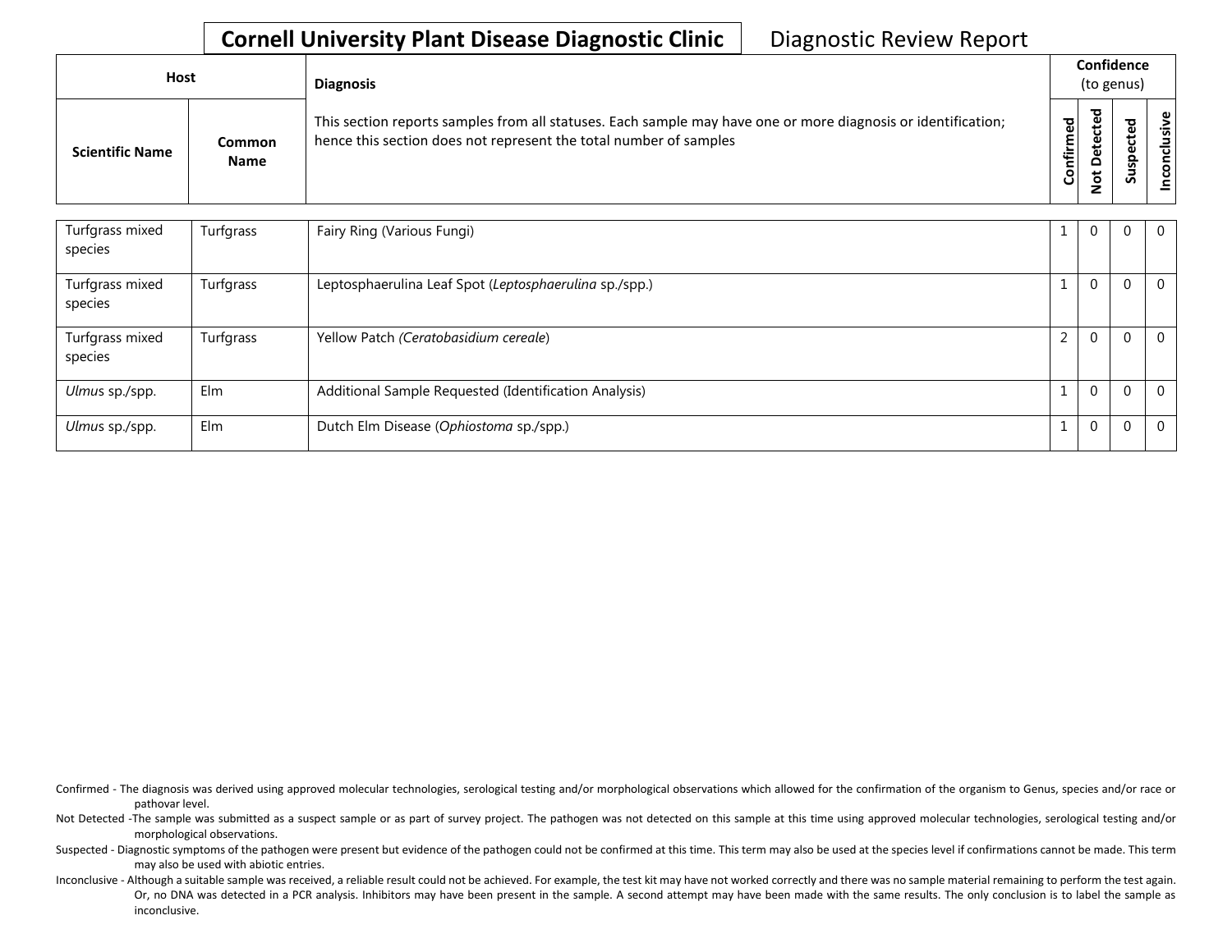**Cornell University Plant Disease Diagnostic Clinic** Diagnostic Review Report

| Host | | Diagnosis | Confidence (to genus) | | | |
|---|---|---|---|---|---|---|
| Scientific Name | Common Name | This section reports samples from all statuses. Each sample may have one or more diagnosis or identification; hence this section does not represent the total number of samples | Confirmed | Not Detected | Suspected | Inconclusive |
| Turfgrass mixed species | Turfgrass | Fairy Ring (Various Fungi) | 1 | 0 | 0 | 0 |
| Turfgrass mixed species | Turfgrass | Leptosphaerulina Leaf Spot (*Leptosphaerulina* sp./spp.) | 1 | 0 | 0 | 0 |
| Turfgrass mixed species | Turfgrass | Yellow Patch *(Ceratobasidium cereale*) | 2 | 0 | 0 | 0 |
| *Ulmus* sp./spp. | Elm | Additional Sample Requested (Identification Analysis) | 1 | 0 | 0 | 0 |
| *Ulmus* sp./spp. | Elm | Dutch Elm Disease (*Ophiostoma* sp./spp.) | 1 | 0 | 0 | 0 |

Confirmed - The diagnosis was derived using approved molecular technologies, serological testing and/or morphological observations which allowed for the confirmation of the organism to Genus, species and/or race or pathovar level.

Not Detected -The sample was submitted as a suspect sample or as part of survey project. The pathogen was not detected on this sample at this time using approved molecular technologies, serological testing and/or morphological observations.

Suspected - Diagnostic symptoms of the pathogen were present but evidence of the pathogen could not be confirmed at this time. This term may also be used at the species level if confirmations cannot be made. This term may also be used with abiotic entries.

Inconclusive - Although a suitable sample was received, a reliable result could not be achieved. For example, the test kit may have not worked correctly and there was no sample material remaining to perform the test again. Or, no DNA was detected in a PCR analysis. Inhibitors may have been present in the sample. A second attempt may have been made with the same results. The only conclusion is to label the sample as inconclusive.